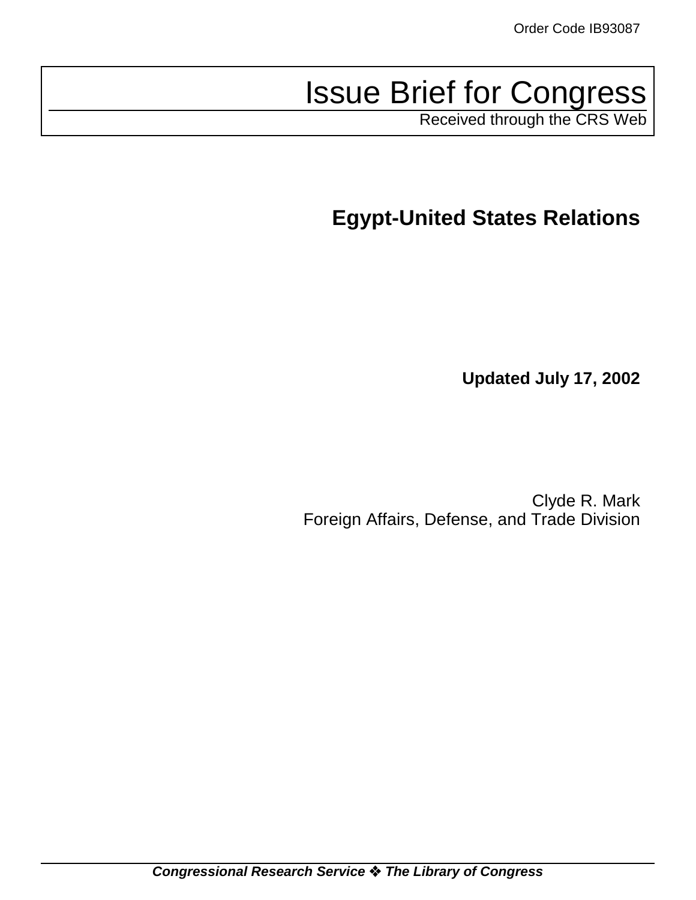Order Code IB93087

# Issue Brief for Congress

Received through the CRS Web

## Egypt-United States Relations

**Updated July 17, 2002**

Clyde R. Mark
Foreign Affairs, Defense, and Trade Division

***Congressional Research Service ❖ The Library of Congress***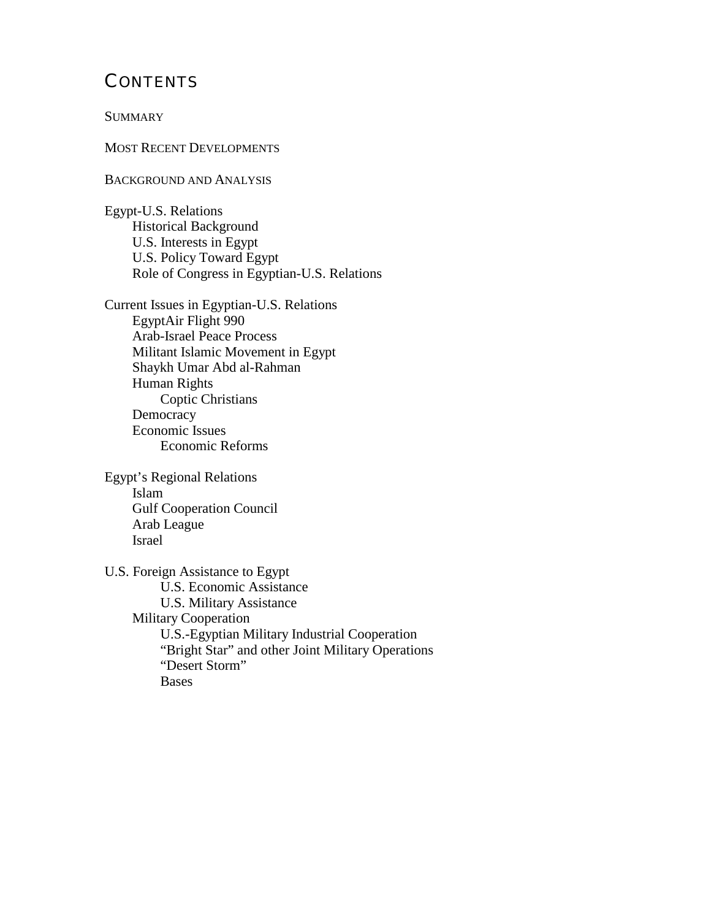# CONTENTS

SUMMARY

MOST RECENT DEVELOPMENTS

BACKGROUND AND ANALYSIS

Egypt-U.S. Relations
- Historical Background
- U.S. Interests in Egypt
- U.S. Policy Toward Egypt
- Role of Congress in Egyptian-U.S. Relations

Current Issues in Egyptian-U.S. Relations
- EgyptAir Flight 990
- Arab-Israel Peace Process
- Militant Islamic Movement in Egypt
- Shaykh Umar Abd al-Rahman
- Human Rights
  - Coptic Christians
- Democracy
- Economic Issues
  - Economic Reforms

Egypt's Regional Relations
- Islam
- Gulf Cooperation Council
- Arab League
- Israel

U.S. Foreign Assistance to Egypt
  - U.S. Economic Assistance
  - U.S. Military Assistance
- Military Cooperation
  - U.S.-Egyptian Military Industrial Cooperation
  - "Bright Star" and other Joint Military Operations
  - "Desert Storm"
  - Bases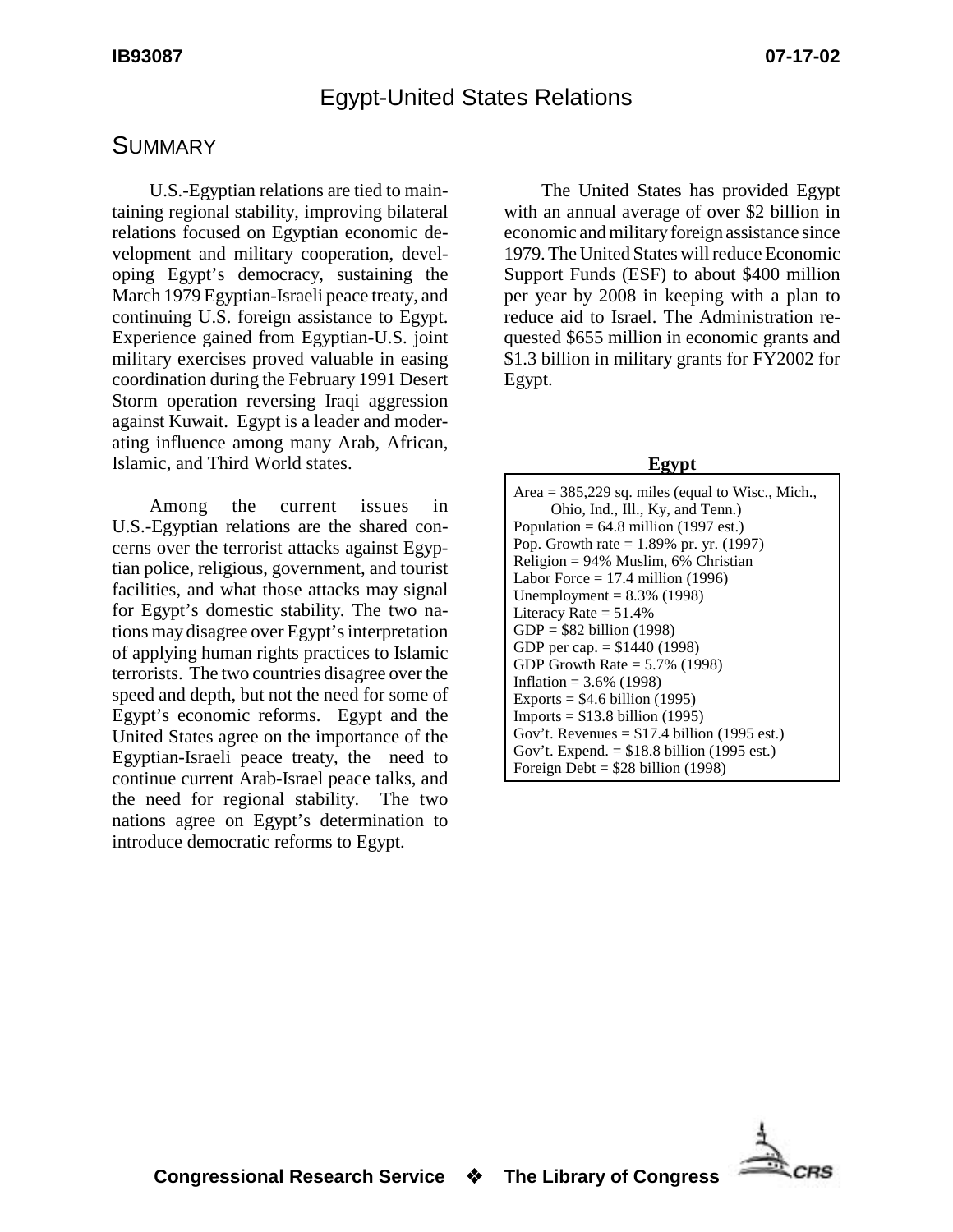# Egypt-United States Relations

## Summary

U.S.-Egyptian relations are tied to maintaining regional stability, improving bilateral relations focused on Egyptian economic development and military cooperation, developing Egypt's democracy, sustaining the March 1979 Egyptian-Israeli peace treaty, and continuing U.S. foreign assistance to Egypt. Experience gained from Egyptian-U.S. joint military exercises proved valuable in easing coordination during the February 1991 Desert Storm operation reversing Iraqi aggression against Kuwait. Egypt is a leader and moderating influence among many Arab, African, Islamic, and Third World states.

Among the current issues in U.S.-Egyptian relations are the shared concerns over the terrorist attacks against Egyptian police, religious, government, and tourist facilities, and what those attacks may signal for Egypt's domestic stability. The two nations may disagree over Egypt's interpretation of applying human rights practices to Islamic terrorists. The two countries disagree over the speed and depth, but not the need for some of Egypt's economic reforms. Egypt and the United States agree on the importance of the Egyptian-Israeli peace treaty, the need to continue current Arab-Israel peace talks, and the need for regional stability. The two nations agree on Egypt's determination to introduce democratic reforms to Egypt.

The United States has provided Egypt with an annual average of over $2 billion in economic and military foreign assistance since 1979. The United States will reduce Economic Support Funds (ESF) to about $400 million per year by 2008 in keeping with a plan to reduce aid to Israel. The Administration requested $655 million in economic grants and $1.3 billion in military grants for FY2002 for Egypt.

**Egypt**

Area = 385,229 sq. miles (equal to Wisc., Mich., Ohio, Ind., Ill., Ky, and Tenn.)
Population = 64.8 million (1997 est.)
Pop. Growth rate = 1.89% pr. yr. (1997)
Religion = 94% Muslim, 6% Christian
Labor Force = 17.4 million (1996)
Unemployment = 8.3% (1998)
Literacy Rate = 51.4%
GDP = $82 billion (1998)
GDP per cap. = $1440 (1998)
GDP Growth Rate = 5.7% (1998)
Inflation = 3.6% (1998)
Exports = $4.6 billion (1995)
Imports = $13.8 billion (1995)
Gov't. Revenues = $17.4 billion (1995 est.)
Gov't. Expend. = $18.8 billion (1995 est.)
Foreign Debt = $28 billion (1998)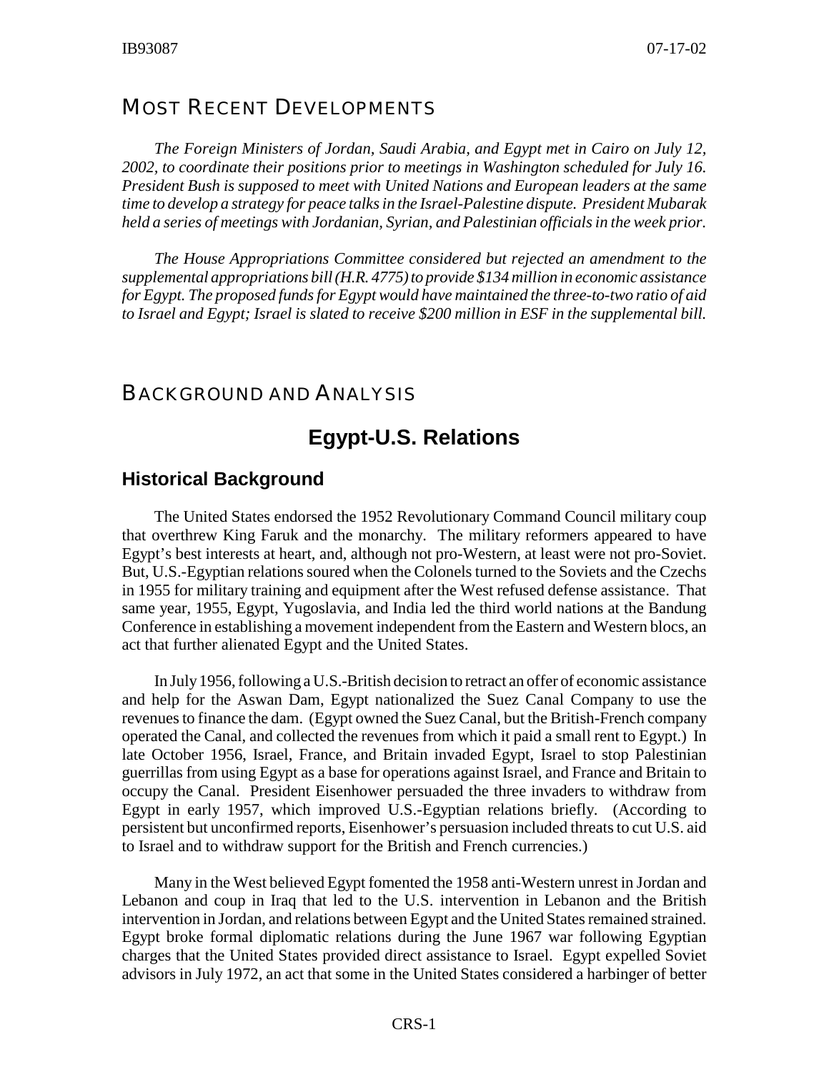## MOST RECENT DEVELOPMENTS

*The Foreign Ministers of Jordan, Saudi Arabia, and Egypt met in Cairo on July 12, 2002, to coordinate their positions prior to meetings in Washington scheduled for July 16. President Bush is supposed to meet with United Nations and European leaders at the same time to develop a strategy for peace talks in the Israel-Palestine dispute. President Mubarak held a series of meetings with Jordanian, Syrian, and Palestinian officials in the week prior.*

*The House Appropriations Committee considered but rejected an amendment to the supplemental appropriations bill (H.R. 4775) to provide $134 million in economic assistance for Egypt. The proposed funds for Egypt would have maintained the three-to-two ratio of aid to Israel and Egypt; Israel is slated to receive $200 million in ESF in the supplemental bill.*

## BACKGROUND AND ANALYSIS

# Egypt-U.S. Relations

### Historical Background

The United States endorsed the 1952 Revolutionary Command Council military coup that overthrew King Faruk and the monarchy. The military reformers appeared to have Egypt's best interests at heart, and, although not pro-Western, at least were not pro-Soviet. But, U.S.-Egyptian relations soured when the Colonels turned to the Soviets and the Czechs in 1955 for military training and equipment after the West refused defense assistance. That same year, 1955, Egypt, Yugoslavia, and India led the third world nations at the Bandung Conference in establishing a movement independent from the Eastern and Western blocs, an act that further alienated Egypt and the United States.

In July 1956, following a U.S.-British decision to retract an offer of economic assistance and help for the Aswan Dam, Egypt nationalized the Suez Canal Company to use the revenues to finance the dam. (Egypt owned the Suez Canal, but the British-French company operated the Canal, and collected the revenues from which it paid a small rent to Egypt.) In late October 1956, Israel, France, and Britain invaded Egypt, Israel to stop Palestinian guerrillas from using Egypt as a base for operations against Israel, and France and Britain to occupy the Canal. President Eisenhower persuaded the three invaders to withdraw from Egypt in early 1957, which improved U.S.-Egyptian relations briefly. (According to persistent but unconfirmed reports, Eisenhower's persuasion included threats to cut U.S. aid to Israel and to withdraw support for the British and French currencies.)

Many in the West believed Egypt fomented the 1958 anti-Western unrest in Jordan and Lebanon and coup in Iraq that led to the U.S. intervention in Lebanon and the British intervention in Jordan, and relations between Egypt and the United States remained strained. Egypt broke formal diplomatic relations during the June 1967 war following Egyptian charges that the United States provided direct assistance to Israel. Egypt expelled Soviet advisors in July 1972, an act that some in the United States considered a harbinger of better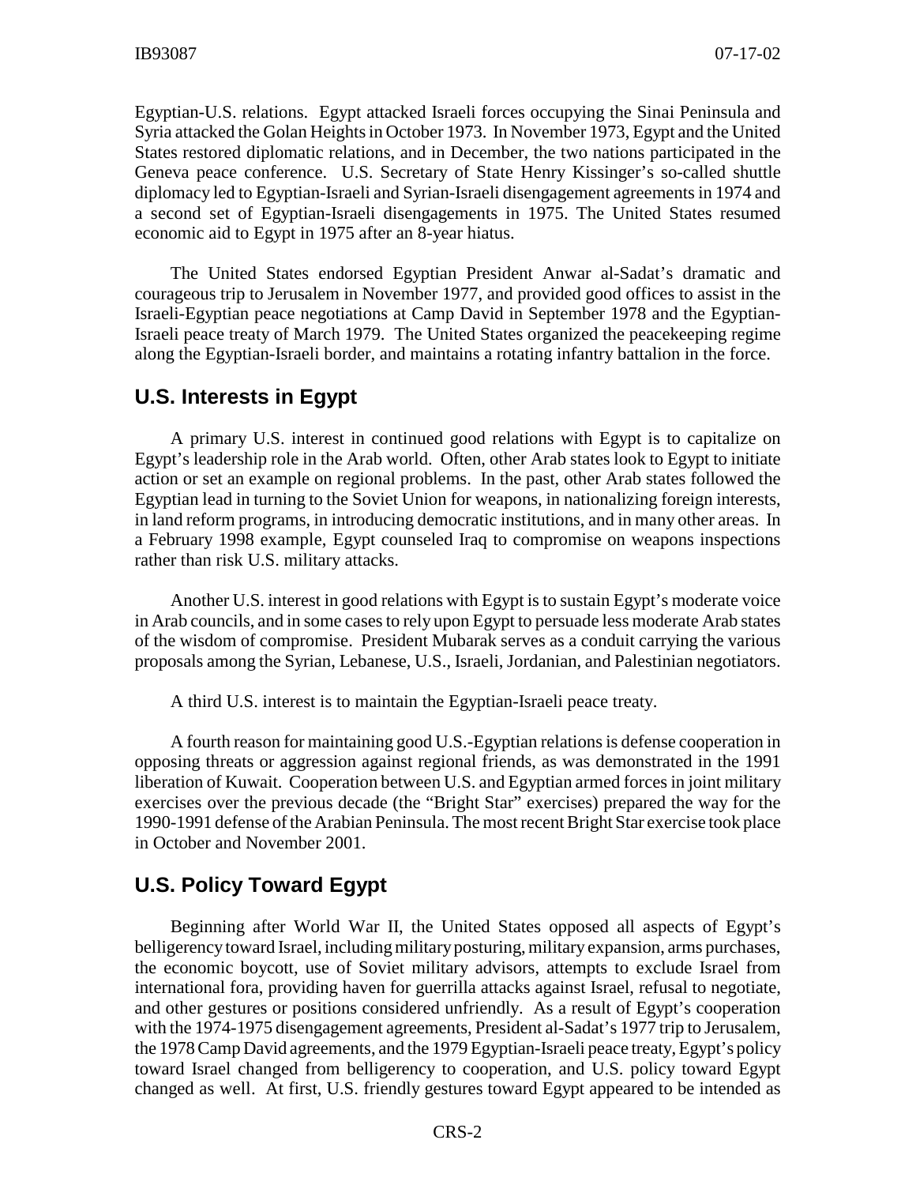Egyptian-U.S. relations. Egypt attacked Israeli forces occupying the Sinai Peninsula and Syria attacked the Golan Heights in October 1973. In November 1973, Egypt and the United States restored diplomatic relations, and in December, the two nations participated in the Geneva peace conference. U.S. Secretary of State Henry Kissinger's so-called shuttle diplomacy led to Egyptian-Israeli and Syrian-Israeli disengagement agreements in 1974 and a second set of Egyptian-Israeli disengagements in 1975. The United States resumed economic aid to Egypt in 1975 after an 8-year hiatus.

The United States endorsed Egyptian President Anwar al-Sadat's dramatic and courageous trip to Jerusalem in November 1977, and provided good offices to assist in the Israeli-Egyptian peace negotiations at Camp David in September 1978 and the Egyptian-Israeli peace treaty of March 1979. The United States organized the peacekeeping regime along the Egyptian-Israeli border, and maintains a rotating infantry battalion in the force.

## U.S. Interests in Egypt

A primary U.S. interest in continued good relations with Egypt is to capitalize on Egypt's leadership role in the Arab world. Often, other Arab states look to Egypt to initiate action or set an example on regional problems. In the past, other Arab states followed the Egyptian lead in turning to the Soviet Union for weapons, in nationalizing foreign interests, in land reform programs, in introducing democratic institutions, and in many other areas. In a February 1998 example, Egypt counseled Iraq to compromise on weapons inspections rather than risk U.S. military attacks.

Another U.S. interest in good relations with Egypt is to sustain Egypt's moderate voice in Arab councils, and in some cases to rely upon Egypt to persuade less moderate Arab states of the wisdom of compromise. President Mubarak serves as a conduit carrying the various proposals among the Syrian, Lebanese, U.S., Israeli, Jordanian, and Palestinian negotiators.

A third U.S. interest is to maintain the Egyptian-Israeli peace treaty.

A fourth reason for maintaining good U.S.-Egyptian relations is defense cooperation in opposing threats or aggression against regional friends, as was demonstrated in the 1991 liberation of Kuwait. Cooperation between U.S. and Egyptian armed forces in joint military exercises over the previous decade (the "Bright Star" exercises) prepared the way for the 1990-1991 defense of the Arabian Peninsula. The most recent Bright Star exercise took place in October and November 2001.

## U.S. Policy Toward Egypt

Beginning after World War II, the United States opposed all aspects of Egypt's belligerency toward Israel, including military posturing, military expansion, arms purchases, the economic boycott, use of Soviet military advisors, attempts to exclude Israel from international fora, providing haven for guerrilla attacks against Israel, refusal to negotiate, and other gestures or positions considered unfriendly. As a result of Egypt's cooperation with the 1974-1975 disengagement agreements, President al-Sadat's 1977 trip to Jerusalem, the 1978 Camp David agreements, and the 1979 Egyptian-Israeli peace treaty, Egypt's policy toward Israel changed from belligerency to cooperation, and U.S. policy toward Egypt changed as well. At first, U.S. friendly gestures toward Egypt appeared to be intended as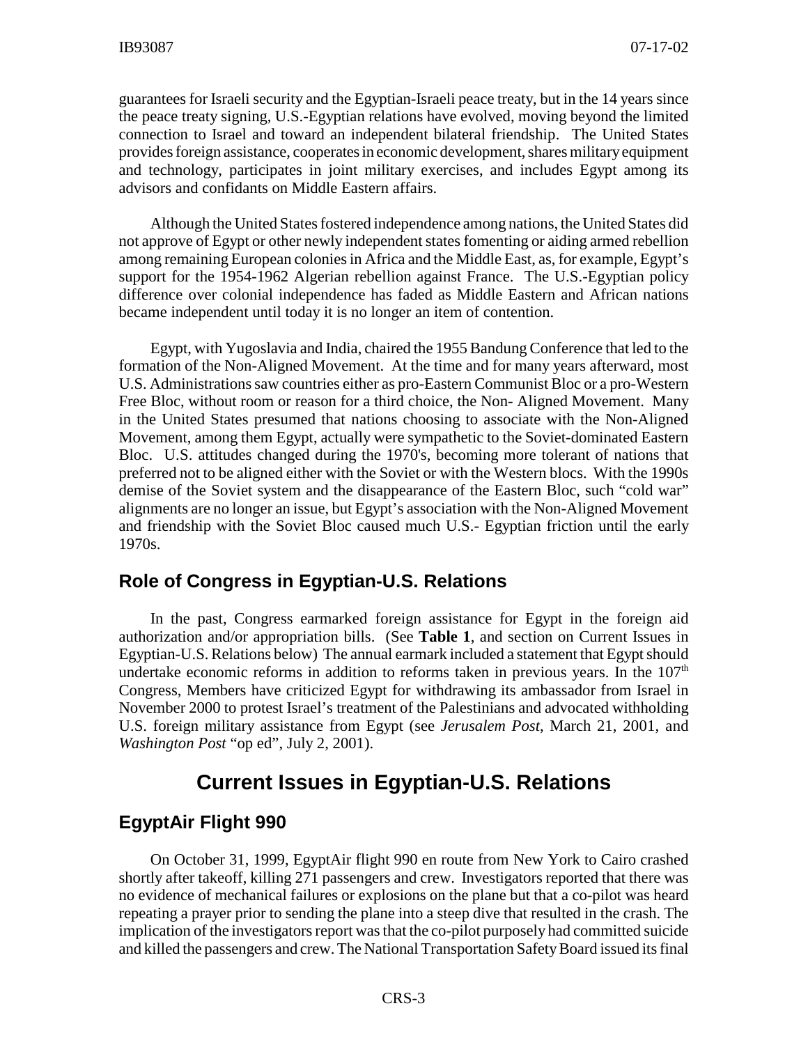guarantees for Israeli security and the Egyptian-Israeli peace treaty, but in the 14 years since the peace treaty signing, U.S.-Egyptian relations have evolved, moving beyond the limited connection to Israel and toward an independent bilateral friendship. The United States provides foreign assistance, cooperates in economic development, shares military equipment and technology, participates in joint military exercises, and includes Egypt among its advisors and confidants on Middle Eastern affairs.

Although the United States fostered independence among nations, the United States did not approve of Egypt or other newly independent states fomenting or aiding armed rebellion among remaining European colonies in Africa and the Middle East, as, for example, Egypt's support for the 1954-1962 Algerian rebellion against France. The U.S.-Egyptian policy difference over colonial independence has faded as Middle Eastern and African nations became independent until today it is no longer an item of contention.

Egypt, with Yugoslavia and India, chaired the 1955 Bandung Conference that led to the formation of the Non-Aligned Movement. At the time and for many years afterward, most U.S. Administrations saw countries either as pro-Eastern Communist Bloc or a pro-Western Free Bloc, without room or reason for a third choice, the Non- Aligned Movement. Many in the United States presumed that nations choosing to associate with the Non-Aligned Movement, among them Egypt, actually were sympathetic to the Soviet-dominated Eastern Bloc. U.S. attitudes changed during the 1970's, becoming more tolerant of nations that preferred not to be aligned either with the Soviet or with the Western blocs. With the 1990s demise of the Soviet system and the disappearance of the Eastern Bloc, such "cold war" alignments are no longer an issue, but Egypt's association with the Non-Aligned Movement and friendship with the Soviet Bloc caused much U.S.- Egyptian friction until the early 1970s.

## Role of Congress in Egyptian-U.S. Relations

In the past, Congress earmarked foreign assistance for Egypt in the foreign aid authorization and/or appropriation bills. (See **Table 1**, and section on Current Issues in Egyptian-U.S. Relations below) The annual earmark included a statement that Egypt should undertake economic reforms in addition to reforms taken in previous years. In the 107th Congress, Members have criticized Egypt for withdrawing its ambassador from Israel in November 2000 to protest Israel's treatment of the Palestinians and advocated withholding U.S. foreign military assistance from Egypt (see *Jerusalem Post*, March 21, 2001, and *Washington Post* "op ed", July 2, 2001).

# Current Issues in Egyptian-U.S. Relations

## EgyptAir Flight 990

On October 31, 1999, EgyptAir flight 990 en route from New York to Cairo crashed shortly after takeoff, killing 271 passengers and crew. Investigators reported that there was no evidence of mechanical failures or explosions on the plane but that a co-pilot was heard repeating a prayer prior to sending the plane into a steep dive that resulted in the crash. The implication of the investigators report was that the co-pilot purposely had committed suicide and killed the passengers and crew. The National Transportation Safety Board issued its final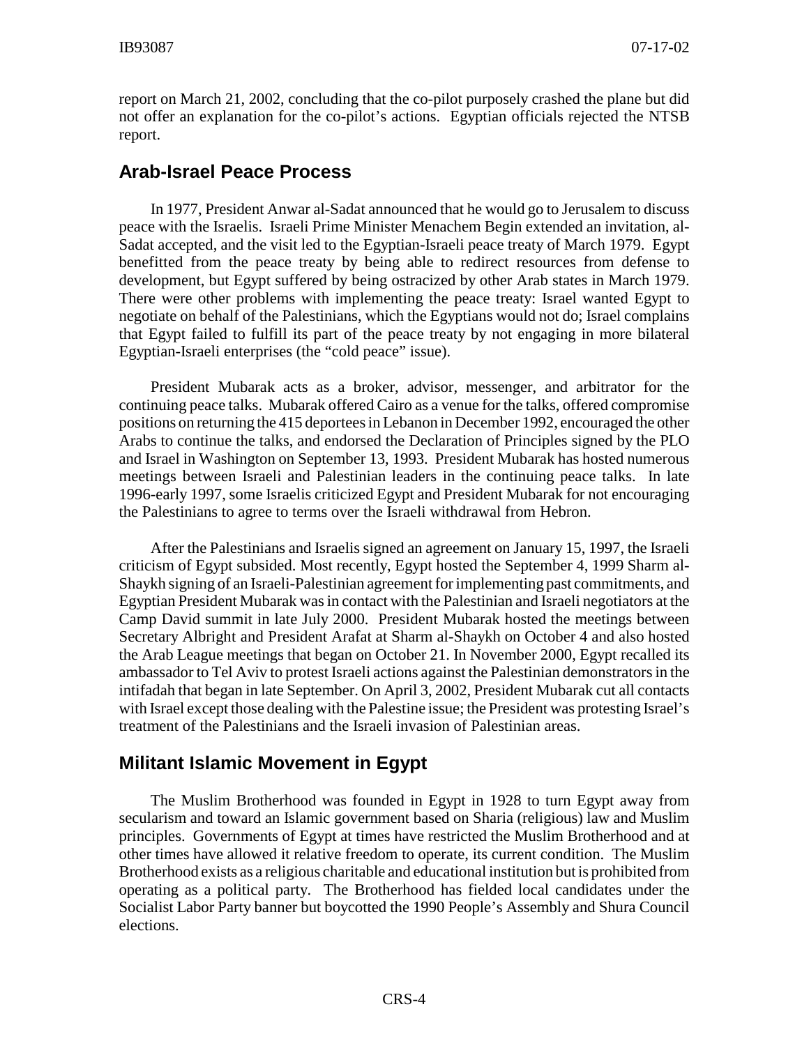report on March 21, 2002, concluding that the co-pilot purposely crashed the plane but did not offer an explanation for the co-pilot's actions. Egyptian officials rejected the NTSB report.

## Arab-Israel Peace Process

In 1977, President Anwar al-Sadat announced that he would go to Jerusalem to discuss peace with the Israelis. Israeli Prime Minister Menachem Begin extended an invitation, al-Sadat accepted, and the visit led to the Egyptian-Israeli peace treaty of March 1979. Egypt benefitted from the peace treaty by being able to redirect resources from defense to development, but Egypt suffered by being ostracized by other Arab states in March 1979. There were other problems with implementing the peace treaty: Israel wanted Egypt to negotiate on behalf of the Palestinians, which the Egyptians would not do; Israel complains that Egypt failed to fulfill its part of the peace treaty by not engaging in more bilateral Egyptian-Israeli enterprises (the "cold peace" issue).

President Mubarak acts as a broker, advisor, messenger, and arbitrator for the continuing peace talks. Mubarak offered Cairo as a venue for the talks, offered compromise positions on returning the 415 deportees in Lebanon in December 1992, encouraged the other Arabs to continue the talks, and endorsed the Declaration of Principles signed by the PLO and Israel in Washington on September 13, 1993. President Mubarak has hosted numerous meetings between Israeli and Palestinian leaders in the continuing peace talks. In late 1996-early 1997, some Israelis criticized Egypt and President Mubarak for not encouraging the Palestinians to agree to terms over the Israeli withdrawal from Hebron.

After the Palestinians and Israelis signed an agreement on January 15, 1997, the Israeli criticism of Egypt subsided. Most recently, Egypt hosted the September 4, 1999 Sharm al-Shaykh signing of an Israeli-Palestinian agreement for implementing past commitments, and Egyptian President Mubarak was in contact with the Palestinian and Israeli negotiators at the Camp David summit in late July 2000. President Mubarak hosted the meetings between Secretary Albright and President Arafat at Sharm al-Shaykh on October 4 and also hosted the Arab League meetings that began on October 21. In November 2000, Egypt recalled its ambassador to Tel Aviv to protest Israeli actions against the Palestinian demonstrators in the intifadah that began in late September. On April 3, 2002, President Mubarak cut all contacts with Israel except those dealing with the Palestine issue; the President was protesting Israel's treatment of the Palestinians and the Israeli invasion of Palestinian areas.

## Militant Islamic Movement in Egypt

The Muslim Brotherhood was founded in Egypt in 1928 to turn Egypt away from secularism and toward an Islamic government based on Sharia (religious) law and Muslim principles. Governments of Egypt at times have restricted the Muslim Brotherhood and at other times have allowed it relative freedom to operate, its current condition. The Muslim Brotherhood exists as a religious charitable and educational institution but is prohibited from operating as a political party. The Brotherhood has fielded local candidates under the Socialist Labor Party banner but boycotted the 1990 People's Assembly and Shura Council elections.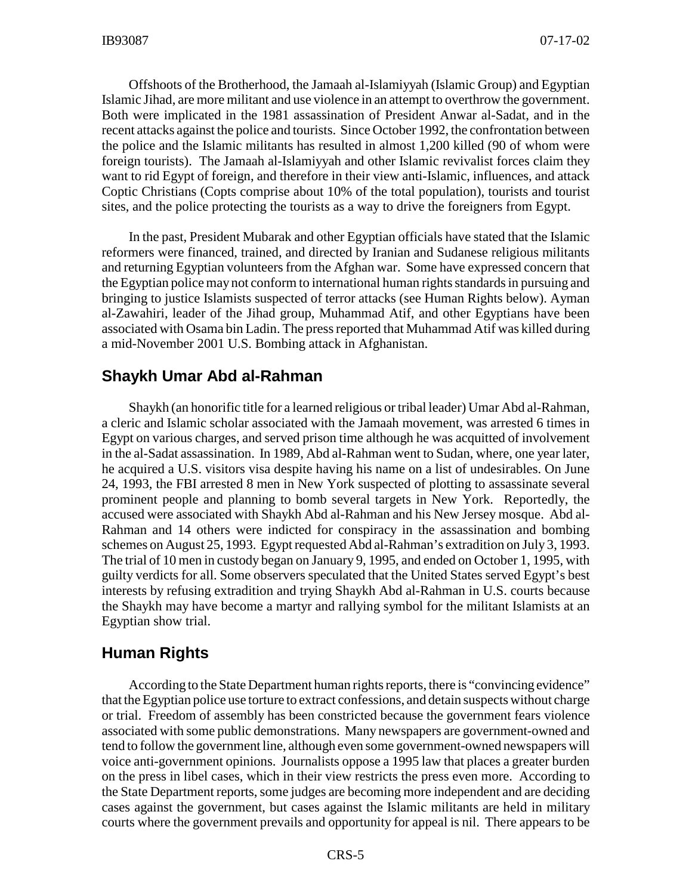Offshoots of the Brotherhood, the Jamaah al-Islamiyyah (Islamic Group) and Egyptian Islamic Jihad, are more militant and use violence in an attempt to overthrow the government. Both were implicated in the 1981 assassination of President Anwar al-Sadat, and in the recent attacks against the police and tourists. Since October 1992, the confrontation between the police and the Islamic militants has resulted in almost 1,200 killed (90 of whom were foreign tourists). The Jamaah al-Islamiyyah and other Islamic revivalist forces claim they want to rid Egypt of foreign, and therefore in their view anti-Islamic, influences, and attack Coptic Christians (Copts comprise about 10% of the total population), tourists and tourist sites, and the police protecting the tourists as a way to drive the foreigners from Egypt.

In the past, President Mubarak and other Egyptian officials have stated that the Islamic reformers were financed, trained, and directed by Iranian and Sudanese religious militants and returning Egyptian volunteers from the Afghan war. Some have expressed concern that the Egyptian police may not conform to international human rights standards in pursuing and bringing to justice Islamists suspected of terror attacks (see Human Rights below). Ayman al-Zawahiri, leader of the Jihad group, Muhammad Atif, and other Egyptians have been associated with Osama bin Ladin. The press reported that Muhammad Atif was killed during a mid-November 2001 U.S. Bombing attack in Afghanistan.

## Shaykh Umar Abd al-Rahman

Shaykh (an honorific title for a learned religious or tribal leader) Umar Abd al-Rahman, a cleric and Islamic scholar associated with the Jamaah movement, was arrested 6 times in Egypt on various charges, and served prison time although he was acquitted of involvement in the al-Sadat assassination. In 1989, Abd al-Rahman went to Sudan, where, one year later, he acquired a U.S. visitors visa despite having his name on a list of undesirables. On June 24, 1993, the FBI arrested 8 men in New York suspected of plotting to assassinate several prominent people and planning to bomb several targets in New York. Reportedly, the accused were associated with Shaykh Abd al-Rahman and his New Jersey mosque. Abd al-Rahman and 14 others were indicted for conspiracy in the assassination and bombing schemes on August 25, 1993. Egypt requested Abd al-Rahman's extradition on July 3, 1993. The trial of 10 men in custody began on January 9, 1995, and ended on October 1, 1995, with guilty verdicts for all. Some observers speculated that the United States served Egypt's best interests by refusing extradition and trying Shaykh Abd al-Rahman in U.S. courts because the Shaykh may have become a martyr and rallying symbol for the militant Islamists at an Egyptian show trial.

## Human Rights

According to the State Department human rights reports, there is "convincing evidence" that the Egyptian police use torture to extract confessions, and detain suspects without charge or trial. Freedom of assembly has been constricted because the government fears violence associated with some public demonstrations. Many newspapers are government-owned and tend to follow the government line, although even some government-owned newspapers will voice anti-government opinions. Journalists oppose a 1995 law that places a greater burden on the press in libel cases, which in their view restricts the press even more. According to the State Department reports, some judges are becoming more independent and are deciding cases against the government, but cases against the Islamic militants are held in military courts where the government prevails and opportunity for appeal is nil. There appears to be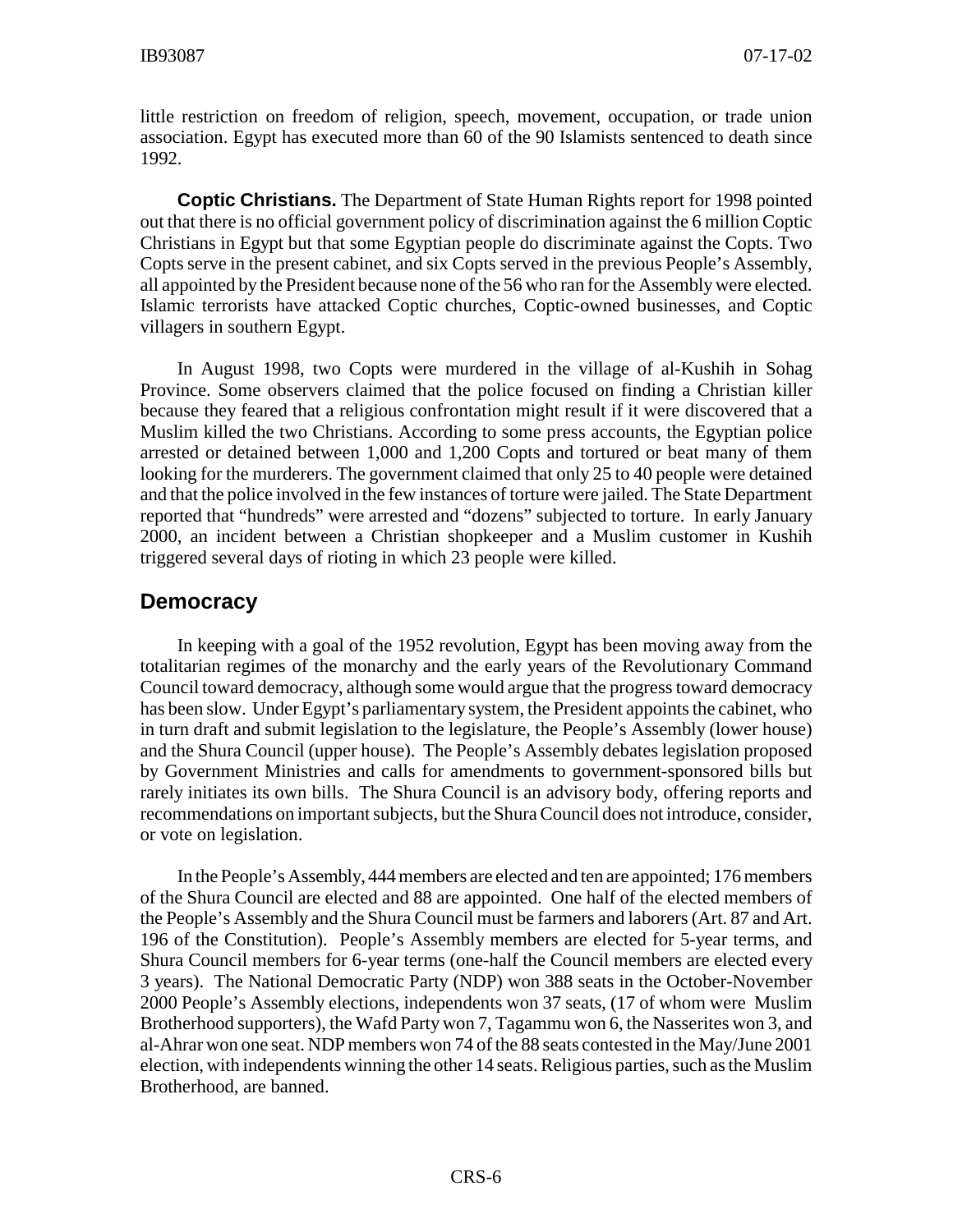little restriction on freedom of religion, speech, movement, occupation, or trade union association. Egypt has executed more than 60 of the 90 Islamists sentenced to death since 1992.

**Coptic Christians.** The Department of State Human Rights report for 1998 pointed out that there is no official government policy of discrimination against the 6 million Coptic Christians in Egypt but that some Egyptian people do discriminate against the Copts. Two Copts serve in the present cabinet, and six Copts served in the previous People's Assembly, all appointed by the President because none of the 56 who ran for the Assembly were elected. Islamic terrorists have attacked Coptic churches, Coptic-owned businesses, and Coptic villagers in southern Egypt.

In August 1998, two Copts were murdered in the village of al-Kushih in Sohag Province. Some observers claimed that the police focused on finding a Christian killer because they feared that a religious confrontation might result if it were discovered that a Muslim killed the two Christians. According to some press accounts, the Egyptian police arrested or detained between 1,000 and 1,200 Copts and tortured or beat many of them looking for the murderers. The government claimed that only 25 to 40 people were detained and that the police involved in the few instances of torture were jailed. The State Department reported that "hundreds" were arrested and "dozens" subjected to torture. In early January 2000, an incident between a Christian shopkeeper and a Muslim customer in Kushih triggered several days of rioting in which 23 people were killed.

## Democracy

In keeping with a goal of the 1952 revolution, Egypt has been moving away from the totalitarian regimes of the monarchy and the early years of the Revolutionary Command Council toward democracy, although some would argue that the progress toward democracy has been slow. Under Egypt's parliamentary system, the President appoints the cabinet, who in turn draft and submit legislation to the legislature, the People's Assembly (lower house) and the Shura Council (upper house). The People's Assembly debates legislation proposed by Government Ministries and calls for amendments to government-sponsored bills but rarely initiates its own bills. The Shura Council is an advisory body, offering reports and recommendations on important subjects, but the Shura Council does not introduce, consider, or vote on legislation.

In the People's Assembly, 444 members are elected and ten are appointed; 176 members of the Shura Council are elected and 88 are appointed. One half of the elected members of the People's Assembly and the Shura Council must be farmers and laborers (Art. 87 and Art. 196 of the Constitution). People's Assembly members are elected for 5-year terms, and Shura Council members for 6-year terms (one-half the Council members are elected every 3 years). The National Democratic Party (NDP) won 388 seats in the October-November 2000 People's Assembly elections, independents won 37 seats, (17 of whom were Muslim Brotherhood supporters), the Wafd Party won 7, Tagammu won 6, the Nasserites won 3, and al-Ahrar won one seat. NDP members won 74 of the 88 seats contested in the May/June 2001 election, with independents winning the other 14 seats. Religious parties, such as the Muslim Brotherhood, are banned.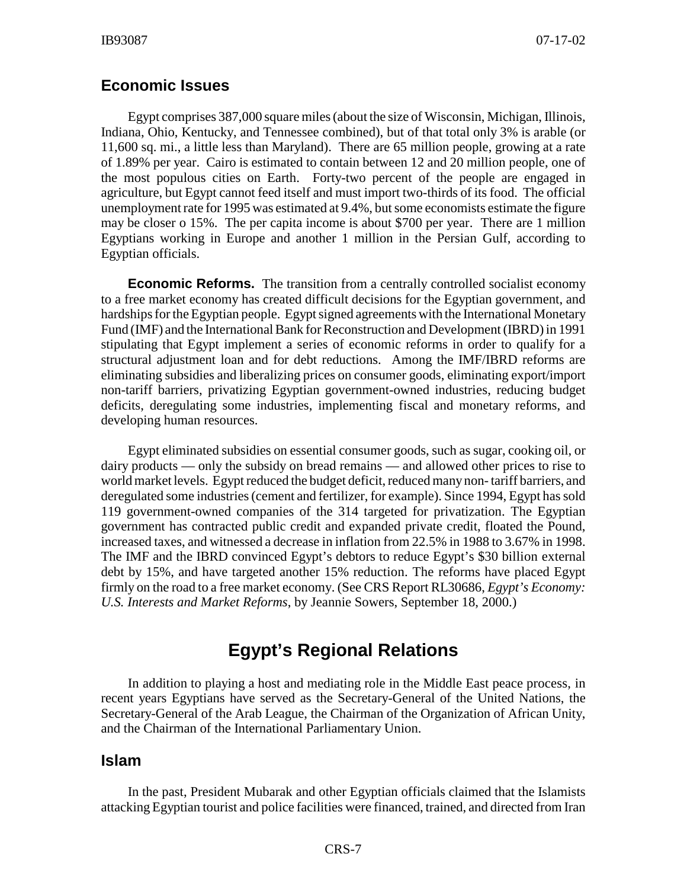## Economic Issues

Egypt comprises 387,000 square miles (about the size of Wisconsin, Michigan, Illinois, Indiana, Ohio, Kentucky, and Tennessee combined), but of that total only 3% is arable (or 11,600 sq. mi., a little less than Maryland). There are 65 million people, growing at a rate of 1.89% per year. Cairo is estimated to contain between 12 and 20 million people, one of the most populous cities on Earth. Forty-two percent of the people are engaged in agriculture, but Egypt cannot feed itself and must import two-thirds of its food. The official unemployment rate for 1995 was estimated at 9.4%, but some economists estimate the figure may be closer o 15%. The per capita income is about $700 per year. There are 1 million Egyptians working in Europe and another 1 million in the Persian Gulf, according to Egyptian officials.

**Economic Reforms.** The transition from a centrally controlled socialist economy to a free market economy has created difficult decisions for the Egyptian government, and hardships for the Egyptian people. Egypt signed agreements with the International Monetary Fund (IMF) and the International Bank for Reconstruction and Development (IBRD) in 1991 stipulating that Egypt implement a series of economic reforms in order to qualify for a structural adjustment loan and for debt reductions. Among the IMF/IBRD reforms are eliminating subsidies and liberalizing prices on consumer goods, eliminating export/import non-tariff barriers, privatizing Egyptian government-owned industries, reducing budget deficits, deregulating some industries, implementing fiscal and monetary reforms, and developing human resources.

Egypt eliminated subsidies on essential consumer goods, such as sugar, cooking oil, or dairy products — only the subsidy on bread remains — and allowed other prices to rise to world market levels. Egypt reduced the budget deficit, reduced many non- tariff barriers, and deregulated some industries (cement and fertilizer, for example). Since 1994, Egypt has sold 119 government-owned companies of the 314 targeted for privatization. The Egyptian government has contracted public credit and expanded private credit, floated the Pound, increased taxes, and witnessed a decrease in inflation from 22.5% in 1988 to 3.67% in 1998. The IMF and the IBRD convinced Egypt's debtors to reduce Egypt's $30 billion external debt by 15%, and have targeted another 15% reduction. The reforms have placed Egypt firmly on the road to a free market economy. (See CRS Report RL30686, *Egypt's Economy: U.S. Interests and Market Reforms*, by Jeannie Sowers, September 18, 2000.)

# Egypt's Regional Relations

In addition to playing a host and mediating role in the Middle East peace process, in recent years Egyptians have served as the Secretary-General of the United Nations, the Secretary-General of the Arab League, the Chairman of the Organization of African Unity, and the Chairman of the International Parliamentary Union.

## Islam

In the past, President Mubarak and other Egyptian officials claimed that the Islamists attacking Egyptian tourist and police facilities were financed, trained, and directed from Iran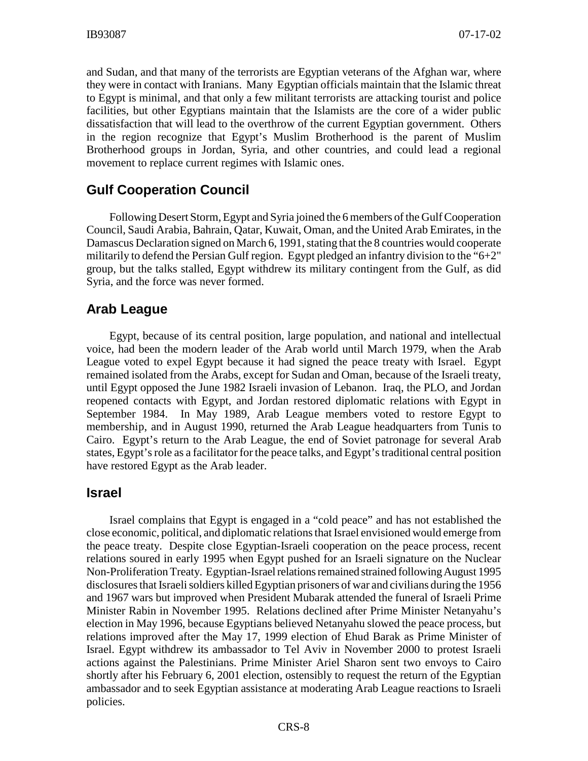and Sudan, and that many of the terrorists are Egyptian veterans of the Afghan war, where they were in contact with Iranians. Many Egyptian officials maintain that the Islamic threat to Egypt is minimal, and that only a few militant terrorists are attacking tourist and police facilities, but other Egyptians maintain that the Islamists are the core of a wider public dissatisfaction that will lead to the overthrow of the current Egyptian government. Others in the region recognize that Egypt's Muslim Brotherhood is the parent of Muslim Brotherhood groups in Jordan, Syria, and other countries, and could lead a regional movement to replace current regimes with Islamic ones.

## Gulf Cooperation Council

Following Desert Storm, Egypt and Syria joined the 6 members of the Gulf Cooperation Council, Saudi Arabia, Bahrain, Qatar, Kuwait, Oman, and the United Arab Emirates, in the Damascus Declaration signed on March 6, 1991, stating that the 8 countries would cooperate militarily to defend the Persian Gulf region. Egypt pledged an infantry division to the "6+2" group, but the talks stalled, Egypt withdrew its military contingent from the Gulf, as did Syria, and the force was never formed.

## Arab League

Egypt, because of its central position, large population, and national and intellectual voice, had been the modern leader of the Arab world until March 1979, when the Arab League voted to expel Egypt because it had signed the peace treaty with Israel. Egypt remained isolated from the Arabs, except for Sudan and Oman, because of the Israeli treaty, until Egypt opposed the June 1982 Israeli invasion of Lebanon. Iraq, the PLO, and Jordan reopened contacts with Egypt, and Jordan restored diplomatic relations with Egypt in September 1984. In May 1989, Arab League members voted to restore Egypt to membership, and in August 1990, returned the Arab League headquarters from Tunis to Cairo. Egypt's return to the Arab League, the end of Soviet patronage for several Arab states, Egypt's role as a facilitator for the peace talks, and Egypt's traditional central position have restored Egypt as the Arab leader.

## Israel

Israel complains that Egypt is engaged in a "cold peace" and has not established the close economic, political, and diplomatic relations that Israel envisioned would emerge from the peace treaty. Despite close Egyptian-Israeli cooperation on the peace process, recent relations soured in early 1995 when Egypt pushed for an Israeli signature on the Nuclear Non-Proliferation Treaty. Egyptian-Israel relations remained strained following August 1995 disclosures that Israeli soldiers killed Egyptian prisoners of war and civilians during the 1956 and 1967 wars but improved when President Mubarak attended the funeral of Israeli Prime Minister Rabin in November 1995. Relations declined after Prime Minister Netanyahu's election in May 1996, because Egyptians believed Netanyahu slowed the peace process, but relations improved after the May 17, 1999 election of Ehud Barak as Prime Minister of Israel. Egypt withdrew its ambassador to Tel Aviv in November 2000 to protest Israeli actions against the Palestinians. Prime Minister Ariel Sharon sent two envoys to Cairo shortly after his February 6, 2001 election, ostensibly to request the return of the Egyptian ambassador and to seek Egyptian assistance at moderating Arab League reactions to Israeli policies.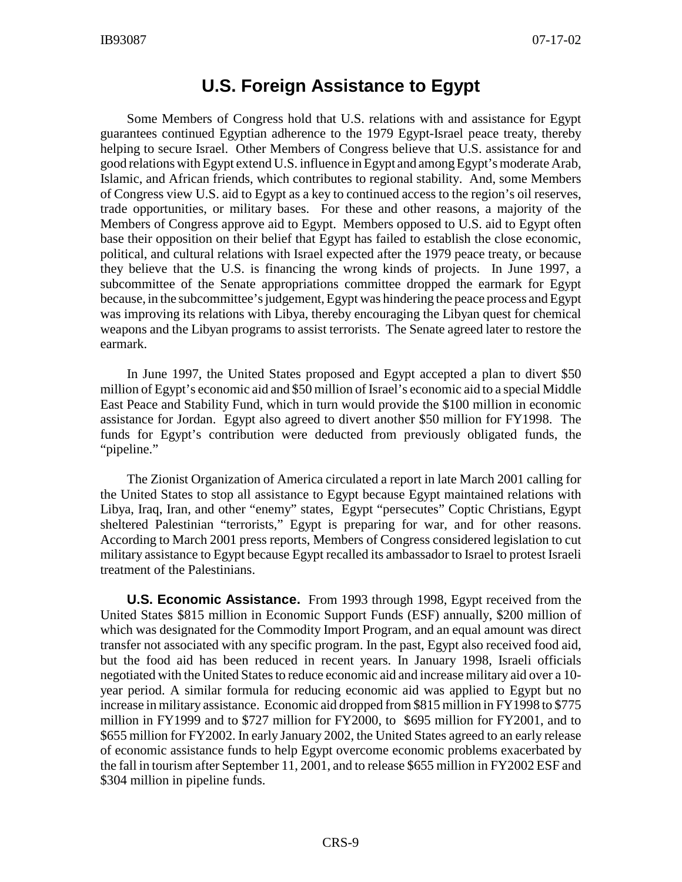## U.S. Foreign Assistance to Egypt

Some Members of Congress hold that U.S. relations with and assistance for Egypt guarantees continued Egyptian adherence to the 1979 Egypt-Israel peace treaty, thereby helping to secure Israel. Other Members of Congress believe that U.S. assistance for and good relations with Egypt extend U.S. influence in Egypt and among Egypt's moderate Arab, Islamic, and African friends, which contributes to regional stability. And, some Members of Congress view U.S. aid to Egypt as a key to continued access to the region's oil reserves, trade opportunities, or military bases. For these and other reasons, a majority of the Members of Congress approve aid to Egypt. Members opposed to U.S. aid to Egypt often base their opposition on their belief that Egypt has failed to establish the close economic, political, and cultural relations with Israel expected after the 1979 peace treaty, or because they believe that the U.S. is financing the wrong kinds of projects. In June 1997, a subcommittee of the Senate appropriations committee dropped the earmark for Egypt because, in the subcommittee's judgement, Egypt was hindering the peace process and Egypt was improving its relations with Libya, thereby encouraging the Libyan quest for chemical weapons and the Libyan programs to assist terrorists. The Senate agreed later to restore the earmark.

In June 1997, the United States proposed and Egypt accepted a plan to divert $50 million of Egypt's economic aid and $50 million of Israel's economic aid to a special Middle East Peace and Stability Fund, which in turn would provide the $100 million in economic assistance for Jordan. Egypt also agreed to divert another $50 million for FY1998. The funds for Egypt's contribution were deducted from previously obligated funds, the "pipeline."

The Zionist Organization of America circulated a report in late March 2001 calling for the United States to stop all assistance to Egypt because Egypt maintained relations with Libya, Iraq, Iran, and other "enemy" states, Egypt "persecutes" Coptic Christians, Egypt sheltered Palestinian "terrorists," Egypt is preparing for war, and for other reasons. According to March 2001 press reports, Members of Congress considered legislation to cut military assistance to Egypt because Egypt recalled its ambassador to Israel to protest Israeli treatment of the Palestinians.

**U.S. Economic Assistance.** From 1993 through 1998, Egypt received from the United States $815 million in Economic Support Funds (ESF) annually, $200 million of which was designated for the Commodity Import Program, and an equal amount was direct transfer not associated with any specific program. In the past, Egypt also received food aid, but the food aid has been reduced in recent years. In January 1998, Israeli officials negotiated with the United States to reduce economic aid and increase military aid over a 10-year period. A similar formula for reducing economic aid was applied to Egypt but no increase in military assistance. Economic aid dropped from $815 million in FY1998 to $775 million in FY1999 and to $727 million for FY2000, to $695 million for FY2001, and to $655 million for FY2002. In early January 2002, the United States agreed to an early release of economic assistance funds to help Egypt overcome economic problems exacerbated by the fall in tourism after September 11, 2001, and to release $655 million in FY2002 ESF and $304 million in pipeline funds.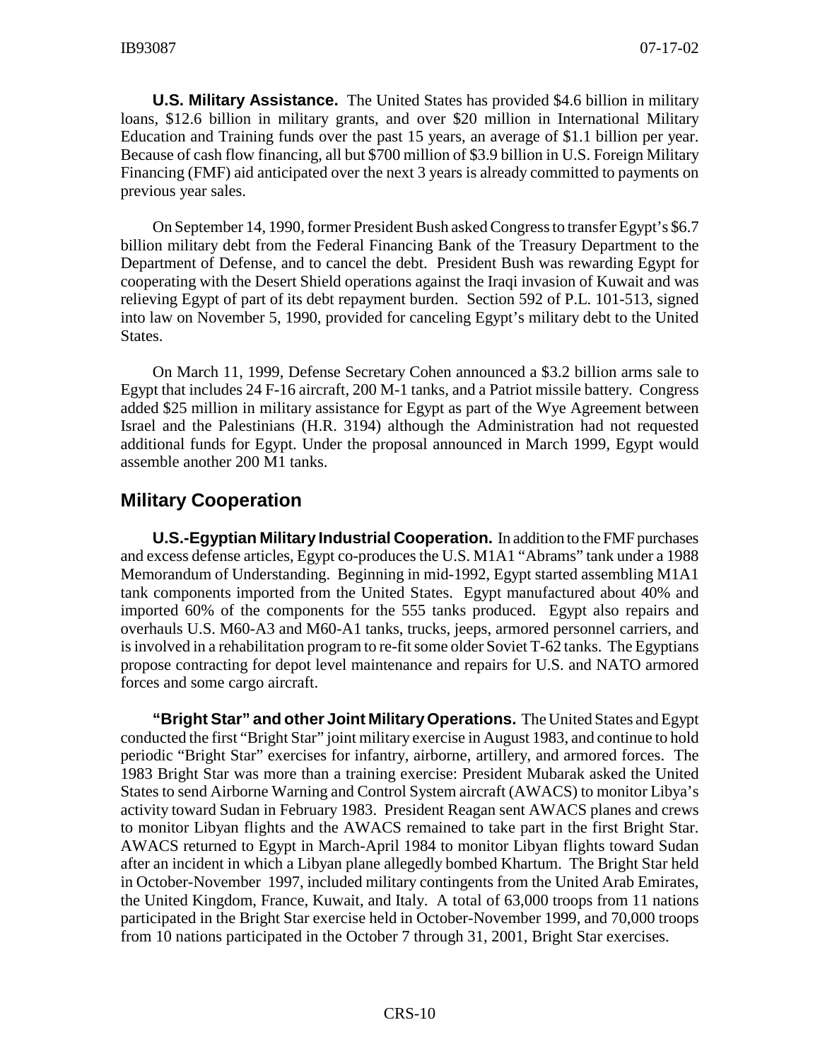**U.S. Military Assistance.** The United States has provided $4.6 billion in military loans, $12.6 billion in military grants, and over $20 million in International Military Education and Training funds over the past 15 years, an average of $1.1 billion per year. Because of cash flow financing, all but $700 million of $3.9 billion in U.S. Foreign Military Financing (FMF) aid anticipated over the next 3 years is already committed to payments on previous year sales.

On September 14, 1990, former President Bush asked Congress to transfer Egypt's $6.7 billion military debt from the Federal Financing Bank of the Treasury Department to the Department of Defense, and to cancel the debt. President Bush was rewarding Egypt for cooperating with the Desert Shield operations against the Iraqi invasion of Kuwait and was relieving Egypt of part of its debt repayment burden. Section 592 of P.L. 101-513, signed into law on November 5, 1990, provided for canceling Egypt's military debt to the United States.

On March 11, 1999, Defense Secretary Cohen announced a $3.2 billion arms sale to Egypt that includes 24 F-16 aircraft, 200 M-1 tanks, and a Patriot missile battery. Congress added $25 million in military assistance for Egypt as part of the Wye Agreement between Israel and the Palestinians (H.R. 3194) although the Administration had not requested additional funds for Egypt. Under the proposal announced in March 1999, Egypt would assemble another 200 M1 tanks.

## Military Cooperation

**U.S.-Egyptian Military Industrial Cooperation.** In addition to the FMF purchases and excess defense articles, Egypt co-produces the U.S. M1A1 "Abrams" tank under a 1988 Memorandum of Understanding. Beginning in mid-1992, Egypt started assembling M1A1 tank components imported from the United States. Egypt manufactured about 40% and imported 60% of the components for the 555 tanks produced. Egypt also repairs and overhauls U.S. M60-A3 and M60-A1 tanks, trucks, jeeps, armored personnel carriers, and is involved in a rehabilitation program to re-fit some older Soviet T-62 tanks. The Egyptians propose contracting for depot level maintenance and repairs for U.S. and NATO armored forces and some cargo aircraft.

**"Bright Star" and other Joint Military Operations.** The United States and Egypt conducted the first "Bright Star" joint military exercise in August 1983, and continue to hold periodic "Bright Star" exercises for infantry, airborne, artillery, and armored forces. The 1983 Bright Star was more than a training exercise: President Mubarak asked the United States to send Airborne Warning and Control System aircraft (AWACS) to monitor Libya's activity toward Sudan in February 1983. President Reagan sent AWACS planes and crews to monitor Libyan flights and the AWACS remained to take part in the first Bright Star. AWACS returned to Egypt in March-April 1984 to monitor Libyan flights toward Sudan after an incident in which a Libyan plane allegedly bombed Khartum. The Bright Star held in October-November 1997, included military contingents from the United Arab Emirates, the United Kingdom, France, Kuwait, and Italy. A total of 63,000 troops from 11 nations participated in the Bright Star exercise held in October-November 1999, and 70,000 troops from 10 nations participated in the October 7 through 31, 2001, Bright Star exercises.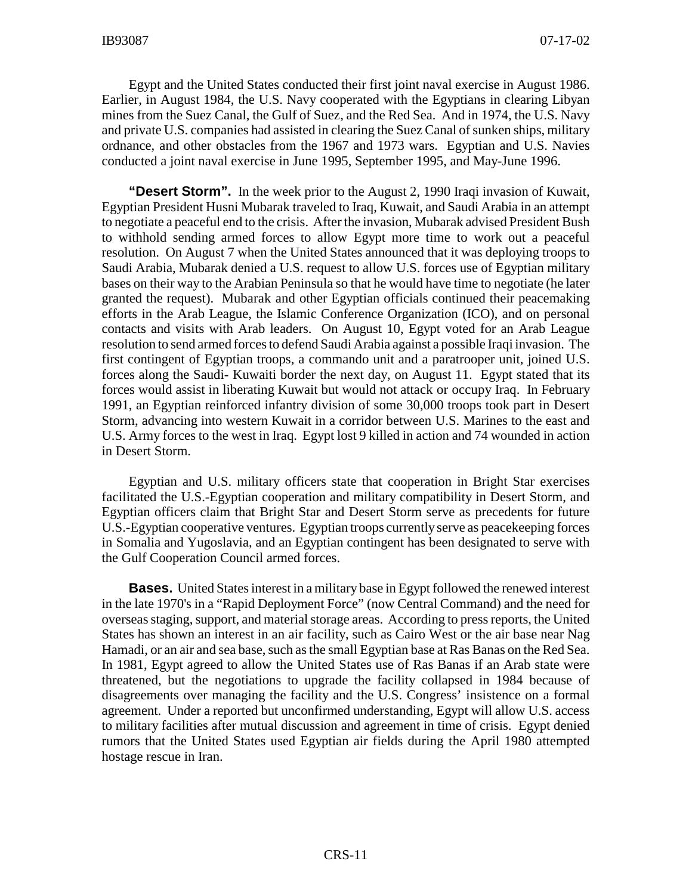Egypt and the United States conducted their first joint naval exercise in August 1986. Earlier, in August 1984, the U.S. Navy cooperated with the Egyptians in clearing Libyan mines from the Suez Canal, the Gulf of Suez, and the Red Sea. And in 1974, the U.S. Navy and private U.S. companies had assisted in clearing the Suez Canal of sunken ships, military ordnance, and other obstacles from the 1967 and 1973 wars. Egyptian and U.S. Navies conducted a joint naval exercise in June 1995, September 1995, and May-June 1996.

**"Desert Storm".** In the week prior to the August 2, 1990 Iraqi invasion of Kuwait, Egyptian President Husni Mubarak traveled to Iraq, Kuwait, and Saudi Arabia in an attempt to negotiate a peaceful end to the crisis. After the invasion, Mubarak advised President Bush to withhold sending armed forces to allow Egypt more time to work out a peaceful resolution. On August 7 when the United States announced that it was deploying troops to Saudi Arabia, Mubarak denied a U.S. request to allow U.S. forces use of Egyptian military bases on their way to the Arabian Peninsula so that he would have time to negotiate (he later granted the request). Mubarak and other Egyptian officials continued their peacemaking efforts in the Arab League, the Islamic Conference Organization (ICO), and on personal contacts and visits with Arab leaders. On August 10, Egypt voted for an Arab League resolution to send armed forces to defend Saudi Arabia against a possible Iraqi invasion. The first contingent of Egyptian troops, a commando unit and a paratrooper unit, joined U.S. forces along the Saudi- Kuwaiti border the next day, on August 11. Egypt stated that its forces would assist in liberating Kuwait but would not attack or occupy Iraq. In February 1991, an Egyptian reinforced infantry division of some 30,000 troops took part in Desert Storm, advancing into western Kuwait in a corridor between U.S. Marines to the east and U.S. Army forces to the west in Iraq. Egypt lost 9 killed in action and 74 wounded in action in Desert Storm.

Egyptian and U.S. military officers state that cooperation in Bright Star exercises facilitated the U.S.-Egyptian cooperation and military compatibility in Desert Storm, and Egyptian officers claim that Bright Star and Desert Storm serve as precedents for future U.S.-Egyptian cooperative ventures. Egyptian troops currently serve as peacekeeping forces in Somalia and Yugoslavia, and an Egyptian contingent has been designated to serve with the Gulf Cooperation Council armed forces.

**Bases.** United States interest in a military base in Egypt followed the renewed interest in the late 1970's in a "Rapid Deployment Force" (now Central Command) and the need for overseas staging, support, and material storage areas. According to press reports, the United States has shown an interest in an air facility, such as Cairo West or the air base near Nag Hamadi, or an air and sea base, such as the small Egyptian base at Ras Banas on the Red Sea. In 1981, Egypt agreed to allow the United States use of Ras Banas if an Arab state were threatened, but the negotiations to upgrade the facility collapsed in 1984 because of disagreements over managing the facility and the U.S. Congress' insistence on a formal agreement. Under a reported but unconfirmed understanding, Egypt will allow U.S. access to military facilities after mutual discussion and agreement in time of crisis. Egypt denied rumors that the United States used Egyptian air fields during the April 1980 attempted hostage rescue in Iran.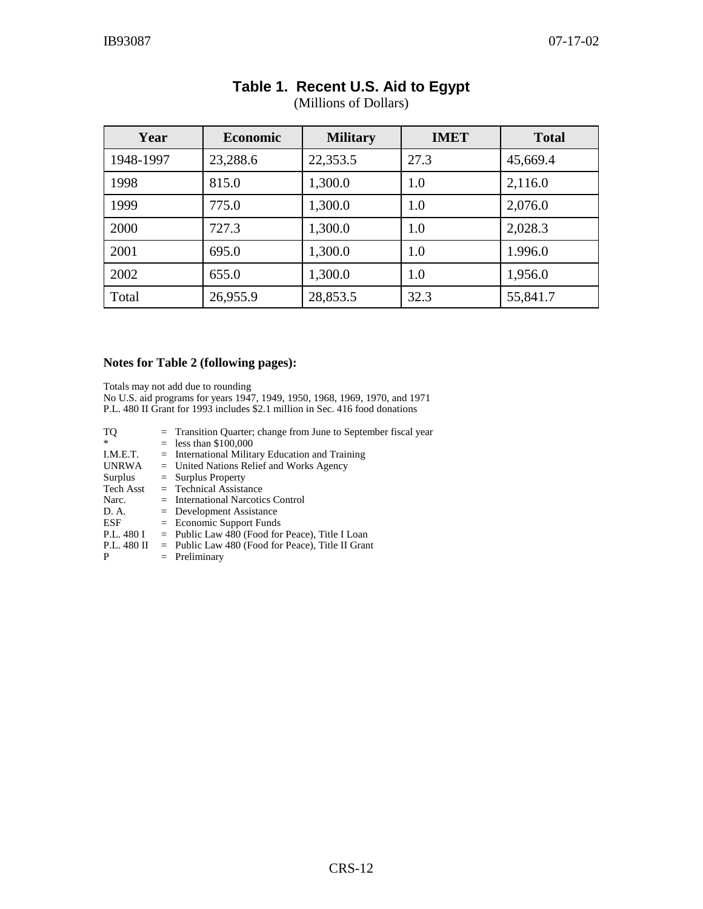## Table 1. Recent U.S. Aid to Egypt

(Millions of Dollars)

| Year | Economic | Military | IMET | Total |
|---|---|---|---|---|
| 1948-1997 | 23,288.6 | 22,353.5 | 27.3 | 45,669.4 |
| 1998 | 815.0 | 1,300.0 | 1.0 | 2,116.0 |
| 1999 | 775.0 | 1,300.0 | 1.0 | 2,076.0 |
| 2000 | 727.3 | 1,300.0 | 1.0 | 2,028.3 |
| 2001 | 695.0 | 1,300.0 | 1.0 | 1.996.0 |
| 2002 | 655.0 | 1,300.0 | 1.0 | 1,956.0 |
| Total | 26,955.9 | 28,853.5 | 32.3 | 55,841.7 |

**Notes for Table 2 (following pages):**

Totals may not add due to rounding
No U.S. aid programs for years 1947, 1949, 1950, 1968, 1969, 1970, and 1971
P.L. 480 II Grant for 1993 includes $2.1 million in Sec. 416 food donations

TQ = Transition Quarter; change from June to September fiscal year
* = less than $100,000
I.M.E.T. = International Military Education and Training
UNRWA = United Nations Relief and Works Agency
Surplus = Surplus Property
Tech Asst = Technical Assistance
Narc. = International Narcotics Control
D. A. = Development Assistance
ESF = Economic Support Funds
P.L. 480 I = Public Law 480 (Food for Peace), Title I Loan
P.L. 480 II = Public Law 480 (Food for Peace), Title II Grant
P = Preliminary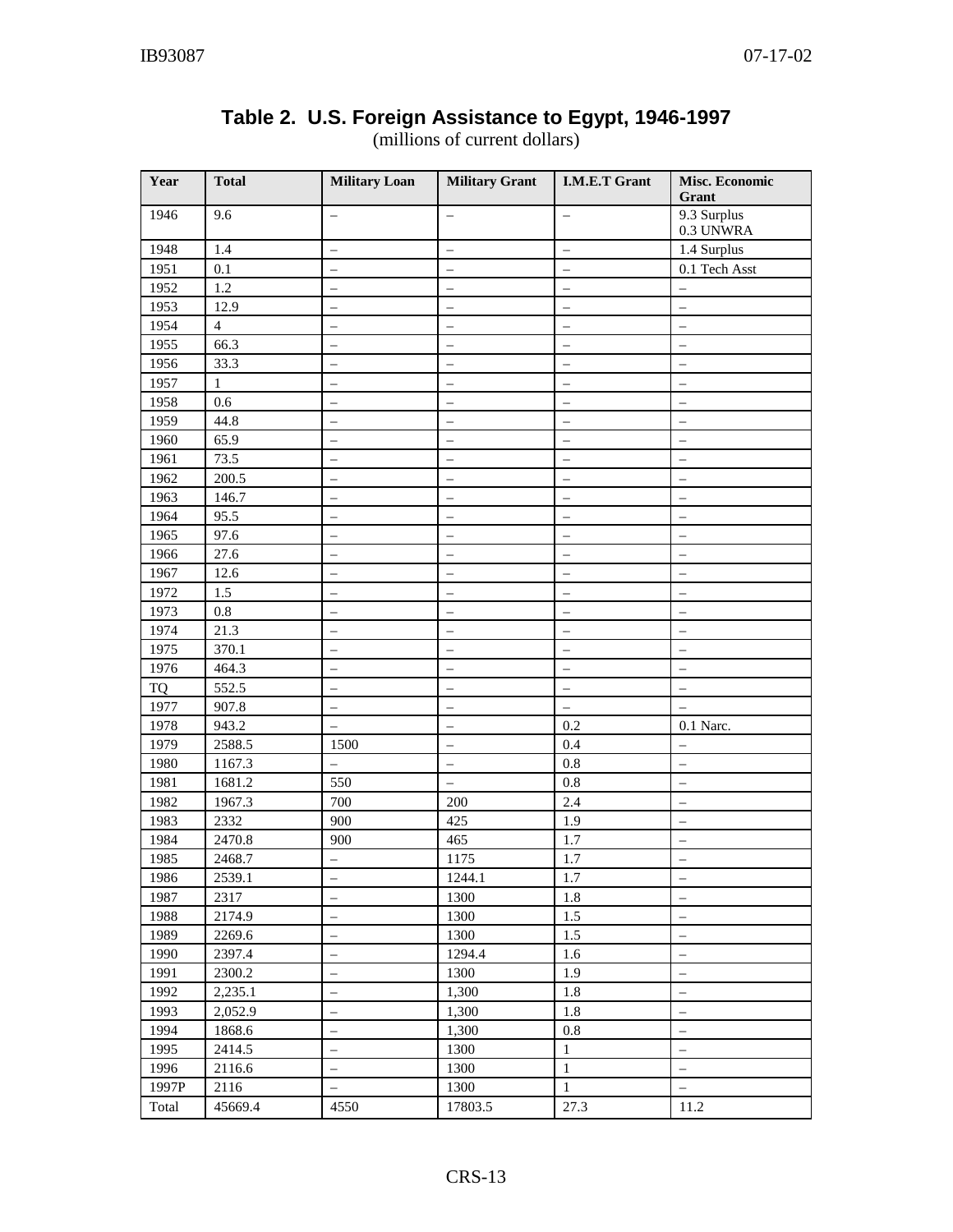**Table 2. U.S. Foreign Assistance to Egypt, 1946-1997**
(millions of current dollars)

| Year | Total | Military Loan | Military Grant | I.M.E.T Grant | Misc. Economic Grant |
|---|---|---|---|---|---|
| 1946 | 9.6 | – | – | – | 9.3 Surplus<br>0.3 UNWRA |
| 1948 | 1.4 | – | – | – | 1.4 Surplus |
| 1951 | 0.1 | – | – | – | 0.1 Tech Asst |
| 1952 | 1.2 | – | – | – | – |
| 1953 | 12.9 | – | – | – | – |
| 1954 | 4 | – | – | – | – |
| 1955 | 66.3 | – | – | – | – |
| 1956 | 33.3 | – | – | – | – |
| 1957 | 1 | – | – | – | – |
| 1958 | 0.6 | – | – | – | – |
| 1959 | 44.8 | – | – | – | – |
| 1960 | 65.9 | – | – | – | – |
| 1961 | 73.5 | – | – | – | – |
| 1962 | 200.5 | – | – | – | – |
| 1963 | 146.7 | – | – | – | – |
| 1964 | 95.5 | – | – | – | – |
| 1965 | 97.6 | – | – | – | – |
| 1966 | 27.6 | – | – | – | – |
| 1967 | 12.6 | – | – | – | – |
| 1972 | 1.5 | – | – | – | – |
| 1973 | 0.8 | – | – | – | – |
| 1974 | 21.3 | – | – | – | – |
| 1975 | 370.1 | – | – | – | – |
| 1976 | 464.3 | – | – | – | – |
| TQ | 552.5 | – | – | – | – |
| 1977 | 907.8 | – | – | – | – |
| 1978 | 943.2 | – | – | 0.2 | 0.1 Narc. |
| 1979 | 2588.5 | 1500 | – | 0.4 | – |
| 1980 | 1167.3 | – | – | 0.8 | – |
| 1981 | 1681.2 | 550 | – | 0.8 | – |
| 1982 | 1967.3 | 700 | 200 | 2.4 | – |
| 1983 | 2332 | 900 | 425 | 1.9 | – |
| 1984 | 2470.8 | 900 | 465 | 1.7 | – |
| 1985 | 2468.7 | – | 1175 | 1.7 | – |
| 1986 | 2539.1 | – | 1244.1 | 1.7 | – |
| 1987 | 2317 | – | 1300 | 1.8 | – |
| 1988 | 2174.9 | – | 1300 | 1.5 | – |
| 1989 | 2269.6 | – | 1300 | 1.5 | – |
| 1990 | 2397.4 | – | 1294.4 | 1.6 | – |
| 1991 | 2300.2 | – | 1300 | 1.9 | – |
| 1992 | 2,235.1 | – | 1,300 | 1.8 | – |
| 1993 | 2,052.9 | – | 1,300 | 1.8 | – |
| 1994 | 1868.6 | – | 1,300 | 0.8 | – |
| 1995 | 2414.5 | – | 1300 | 1 | – |
| 1996 | 2116.6 | – | 1300 | 1 | – |
| 1997P | 2116 | – | 1300 | 1 | – |
| Total | 45669.4 | 4550 | 17803.5 | 27.3 | 11.2 |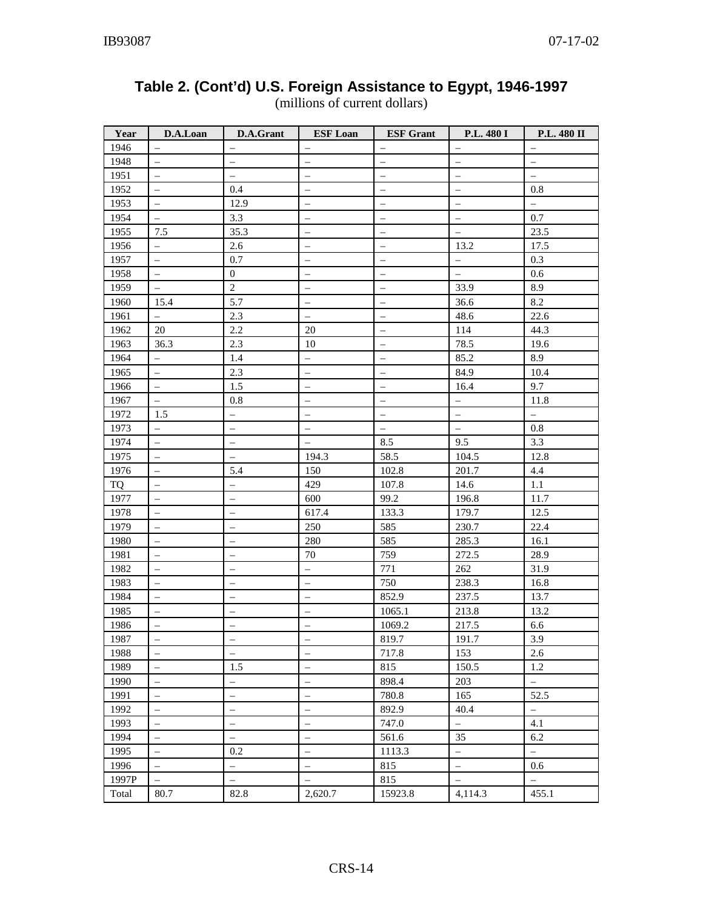## Table 2. (Cont'd) U.S. Foreign Assistance to Egypt, 1946-1997

(millions of current dollars)

| Year | D.A.Loan | D.A.Grant | ESF Loan | ESF Grant | P.L. 480 I | P.L. 480 II |
|---|---|---|---|---|---|---|
| 1946 | – | – | – | – | – | – |
| 1948 | – | – | – | – | – | – |
| 1951 | – | – | – | – | – | – |
| 1952 | – | 0.4 | – | – | – | 0.8 |
| 1953 | – | 12.9 | – | – | – | – |
| 1954 | – | 3.3 | – | – | – | 0.7 |
| 1955 | 7.5 | 35.3 | – | – | – | 23.5 |
| 1956 | – | 2.6 | – | – | 13.2 | 17.5 |
| 1957 | – | 0.7 | – | – | – | 0.3 |
| 1958 | – | 0 | – | – | – | 0.6 |
| 1959 | – | 2 | – | – | 33.9 | 8.9 |
| 1960 | 15.4 | 5.7 | – | – | 36.6 | 8.2 |
| 1961 | – | 2.3 | – | – | 48.6 | 22.6 |
| 1962 | 20 | 2.2 | 20 | – | 114 | 44.3 |
| 1963 | 36.3 | 2.3 | 10 | – | 78.5 | 19.6 |
| 1964 | – | 1.4 | – | – | 85.2 | 8.9 |
| 1965 | – | 2.3 | – | – | 84.9 | 10.4 |
| 1966 | – | 1.5 | – | – | 16.4 | 9.7 |
| 1967 | – | 0.8 | – | – | – | 11.8 |
| 1972 | 1.5 | – | – | – | – | – |
| 1973 | – | – | – | – | – | 0.8 |
| 1974 | – | – | – | 8.5 | 9.5 | 3.3 |
| 1975 | – | – | 194.3 | 58.5 | 104.5 | 12.8 |
| 1976 | – | 5.4 | 150 | 102.8 | 201.7 | 4.4 |
| TQ | – | – | 429 | 107.8 | 14.6 | 1.1 |
| 1977 | – | – | 600 | 99.2 | 196.8 | 11.7 |
| 1978 | – | – | 617.4 | 133.3 | 179.7 | 12.5 |
| 1979 | – | – | 250 | 585 | 230.7 | 22.4 |
| 1980 | – | – | 280 | 585 | 285.3 | 16.1 |
| 1981 | – | – | 70 | 759 | 272.5 | 28.9 |
| 1982 | – | – | – | 771 | 262 | 31.9 |
| 1983 | – | – | – | 750 | 238.3 | 16.8 |
| 1984 | – | – | – | 852.9 | 237.5 | 13.7 |
| 1985 | – | – | – | 1065.1 | 213.8 | 13.2 |
| 1986 | – | – | – | 1069.2 | 217.5 | 6.6 |
| 1987 | – | – | – | 819.7 | 191.7 | 3.9 |
| 1988 | – | – | – | 717.8 | 153 | 2.6 |
| 1989 | – | 1.5 | – | 815 | 150.5 | 1.2 |
| 1990 | – | – | – | 898.4 | 203 | – |
| 1991 | – | – | – | 780.8 | 165 | 52.5 |
| 1992 | – | – | – | 892.9 | 40.4 | – |
| 1993 | – | – | – | 747.0 | – | 4.1 |
| 1994 | – | – | – | 561.6 | 35 | 6.2 |
| 1995 | – | 0.2 | – | 1113.3 | – | – |
| 1996 | – | – | – | 815 | – | 0.6 |
| 1997P | – | – | – | 815 | – | – |
| Total | 80.7 | 82.8 | 2,620.7 | 15923.8 | 4,114.3 | 455.1 |